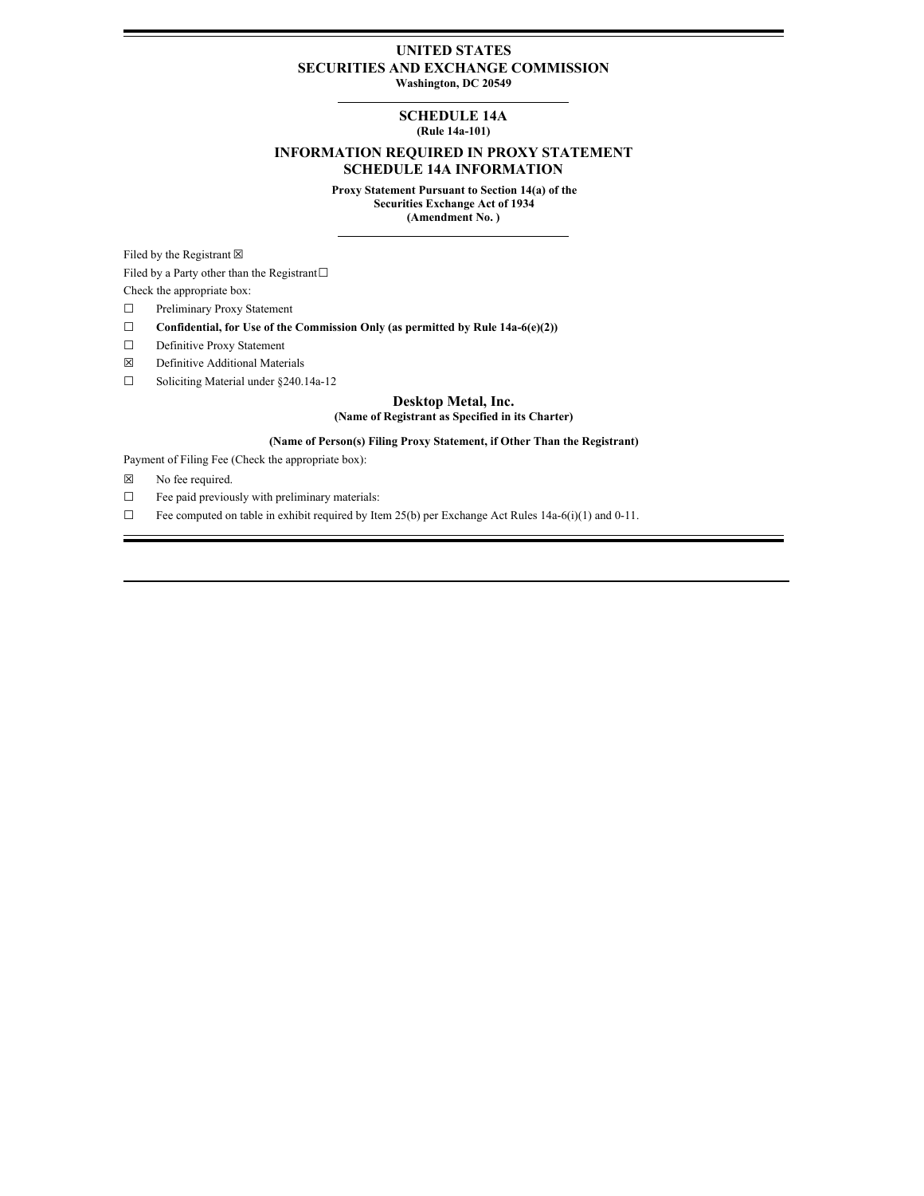# UNITED STATES
# SECURITIES AND EXCHANGE COMMISSION

**Washington, DC 20549**

---

## SCHEDULE 14A

**(Rule 14a-101)**

## INFORMATION REQUIRED IN PROXY STATEMENT
## SCHEDULE 14A INFORMATION

**Proxy Statement Pursuant to Section 14(a) of the Securities Exchange Act of 1934**
**(Amendment No. )**

---

Filed by the Registrant ☒

Filed by a Party other than the Registrant ☐

Check the appropriate box:

☐ Preliminary Proxy Statement

☐ **Confidential, for Use of the Commission Only (as permitted by Rule 14a-6(e)(2))**

☐ Definitive Proxy Statement

☒ Definitive Additional Materials

☐ Soliciting Material under §240.14a-12

**Desktop Metal, Inc.**

**(Name of Registrant as Specified in its Charter)**

**(Name of Person(s) Filing Proxy Statement, if Other Than the Registrant)**

Payment of Filing Fee (Check the appropriate box):

☒ No fee required.

☐ Fee paid previously with preliminary materials:

☐ Fee computed on table in exhibit required by Item 25(b) per Exchange Act Rules 14a-6(i)(1) and 0-11.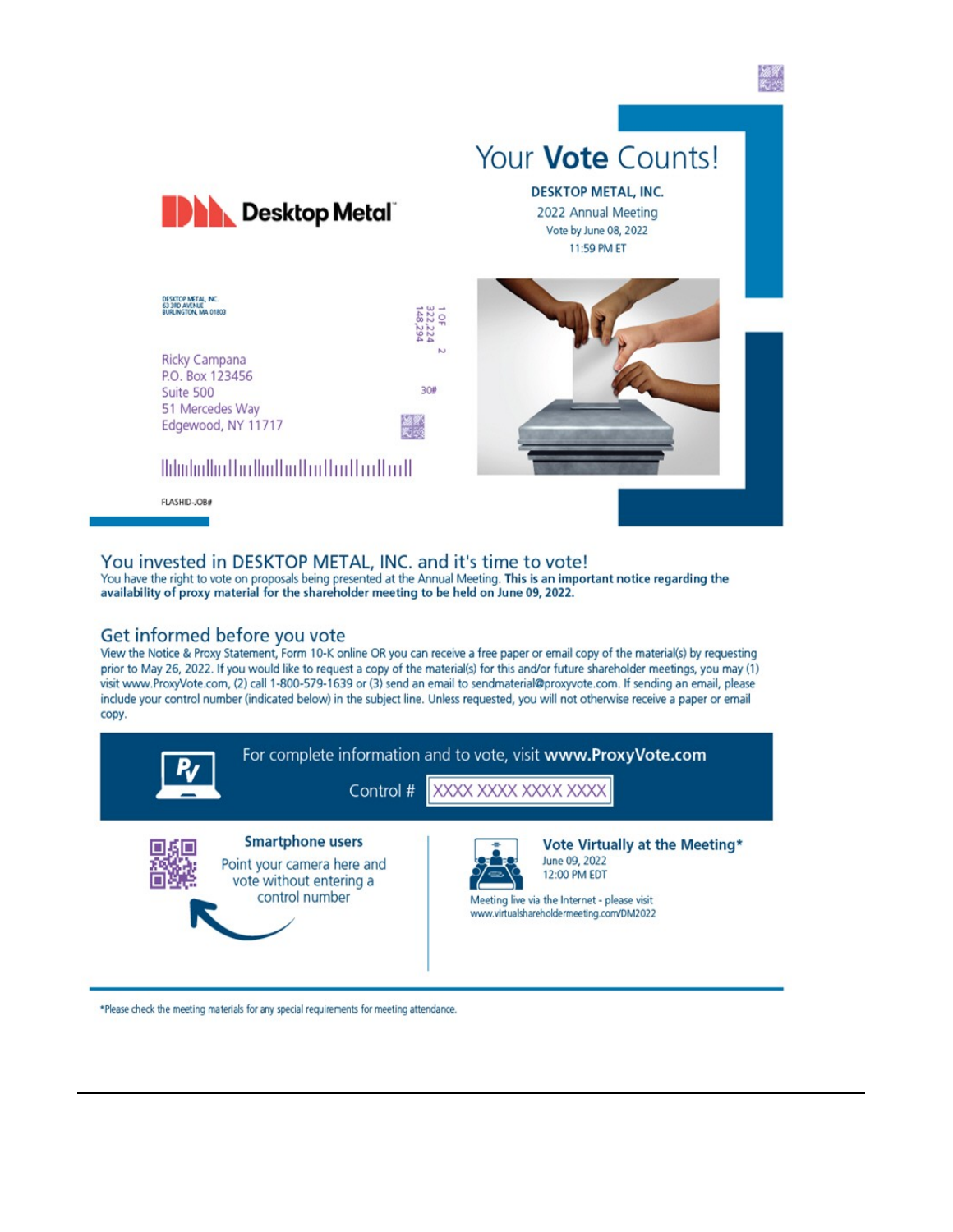# Desktop Metal

## Your **Vote** Counts!

**DESKTOP METAL, INC.**
2022 Annual Meeting
Vote by June 08, 2022
11:59 PM ET

DESKTOP METAL, INC.
63 3RD AVENUE
BURLINGTON, MA 01803

1 OF 2
322,224
148,294

30#

Ricky Campana
P.O. Box 123456
Suite 500
51 Mercedes Way
Edgewood, NY 11717

FLASHID-JOB#

## You invested in DESKTOP METAL, INC. and it's time to vote!

You have the right to vote on proposals being presented at the Annual Meeting. **This is an important notice regarding the availability of proxy material for the shareholder meeting to be held on June 09, 2022.**

## Get informed before you vote

View the Notice & Proxy Statement, Form 10-K online OR you can receive a free paper or email copy of the material(s) by requesting prior to May 26, 2022. If you would like to request a copy of the material(s) for this and/or future shareholder meetings, you may (1) visit www.ProxyVote.com, (2) call 1-800-579-1639 or (3) send an email to sendmaterial@proxyvote.com. If sending an email, please include your control number (indicated below) in the subject line. Unless requested, you will not otherwise receive a paper or email copy.

For complete information and to vote, visit **www.ProxyVote.com**

Control # XXXX XXXX XXXX XXXX

**Smartphone users**

Point your camera here and vote without entering a control number

**Vote Virtually at the Meeting***

June 09, 2022
12:00 PM EDT

Meeting live via the Internet - please visit www.virtualshareholdermeeting.com/DM2022

*Please check the meeting materials for any special requirements for meeting attendance.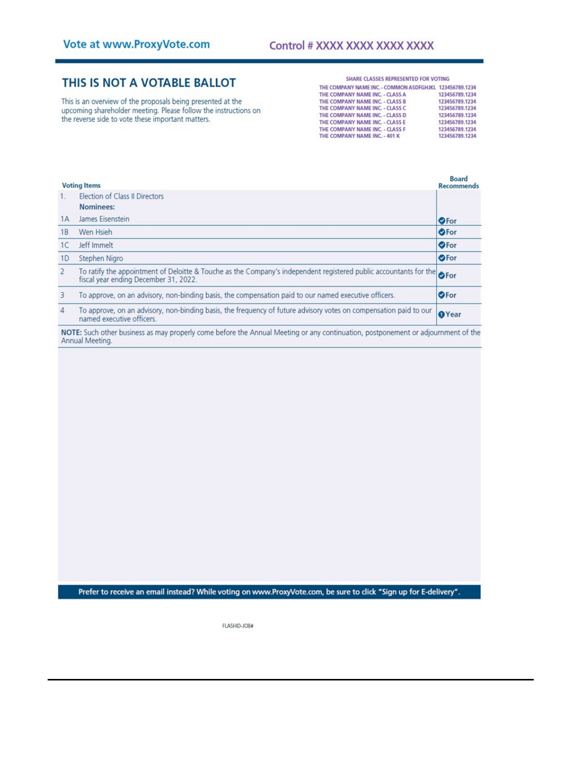Vote at www.ProxyVote.com

Control # XXXX XXXX XXXX XXXX

# THIS IS NOT A VOTABLE BALLOT

This is an overview of the proposals being presented at the upcoming shareholder meeting. Please follow the instructions on the reverse side to vote these important matters.

| SHARE CLASSES REPRESENTED FOR VOTING | |
|---|---|
| THE COMPANY NAME INC. - COMMON ASDFGHJKL | 123456789.1234 |
| THE COMPANY NAME INC. - CLASS A | 123456789.1234 |
| THE COMPANY NAME INC. - CLASS B | 123456789.1234 |
| THE COMPANY NAME INC. - CLASS C | 123456789.1234 |
| THE COMPANY NAME INC. - CLASS D | 123456789.1234 |
| THE COMPANY NAME INC. - CLASS E | 123456789.1234 |
| THE COMPANY NAME INC. - CLASS F | 123456789.1234 |
| THE COMPANY NAME INC. - 401 K | 123456789.1234 |

| | Voting Items | Board Recommends |
|---|---|---|
| 1. | Election of Class II Directors<br>**Nominees:** | |
| 1A | James Eisenstein | For |
| 1B | Wen Hsieh | For |
| 1C | Jeff Immelt | For |
| 1D | Stephen Nigro | For |
| 2 | To ratify the appointment of Deloitte & Touche as the Company's independent registered public accountants for the fiscal year ending December 31, 2022. | For |
| 3 | To approve, on an advisory, non-binding basis, the compensation paid to our named executive officers. | For |
| 4 | To approve, on an advisory, non-binding basis, the frequency of future advisory votes on compensation paid to our named executive officers. | 1 Year |

**NOTE:** Such other business as may properly come before the Annual Meeting or any continuation, postponement or adjournment of the Annual Meeting.

**Prefer to receive an email instead? While voting on www.ProxyVote.com, be sure to click "Sign up for E-delivery".**

FLASHID-JOB#